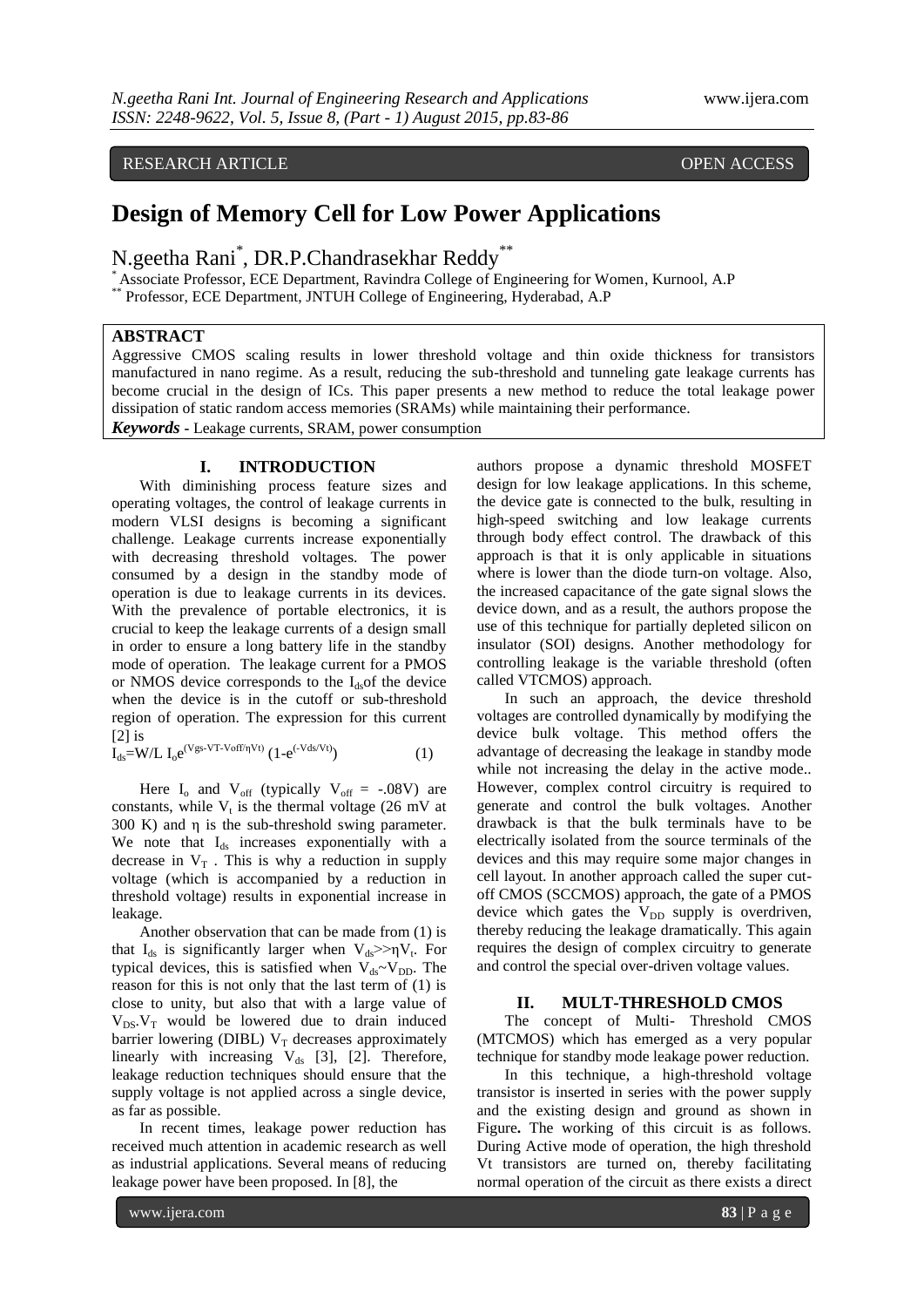RESEARCH ARTICLE OPEN ACCESS

# Design of Memory Cell for Low Power Applications

N.geetha Rani[*], DR.P.Chandrasekhar Reddy[**]

[*] Associate Professor, ECE Department, Ravindra College of Engineering for Women, Kurnool, A.P

[**] Professor, ECE Department, JNTUH College of Engineering, Hyderabad, A.P

## ABSTRACT

Aggressive CMOS scaling results in lower threshold voltage and thin oxide thickness for transistors manufactured in nano regime. As a result, reducing the sub-threshold and tunneling gate leakage currents has become crucial in the design of ICs. This paper presents a new method to reduce the total leakage power dissipation of static random access memories (SRAMs) while maintaining their performance.

***Keywords*** - Leakage currents, SRAM, power consumption

## I. INTRODUCTION

With diminishing process feature sizes and operating voltages, the control of leakage currents in modern VLSI designs is becoming a significant challenge. Leakage currents increase exponentially with decreasing threshold voltages. The power consumed by a design in the standby mode of operation is due to leakage currents in its devices. With the prevalence of portable electronics, it is crucial to keep the leakage currents of a design small in order to ensure a long battery life in the standby mode of operation. The leakage current for a PMOS or NMOS device corresponds to the $I_{ds}$of the device when the device is in the cutoff or sub-threshold region of operation. The expression for this current [2] is

$$I_{ds}=W/L\ I_o e^{(Vgs-VT-Voff/\eta Vt)}\ (1-e^{(-Vds/Vt)}) \qquad (1)$$

Here $I_o$ and $V_{off}$ (typically $V_{off}$ = -.08V) are constants, while $V_t$ is the thermal voltage (26 mV at 300 K) and η is the sub-threshold swing parameter. We note that $I_{ds}$ increases exponentially with a decrease in $V_T$ . This is why a reduction in supply voltage (which is accompanied by a reduction in threshold voltage) results in exponential increase in leakage.

Another observation that can be made from (1) is that $I_{ds}$ is significantly larger when $V_{ds}>>\eta V_t$. For typical devices, this is satisfied when $V_{ds}\sim V_{DD}$. The reason for this is not only that the last term of (1) is close to unity, but also that with a large value of $V_{DS}$.$V_T$ would be lowered due to drain induced barrier lowering (DIBL) $V_T$ decreases approximately linearly with increasing $V_{ds}$ [3], [2]. Therefore, leakage reduction techniques should ensure that the supply voltage is not applied across a single device, as far as possible.

In recent times, leakage power reduction has received much attention in academic research as well as industrial applications. Several means of reducing leakage power have been proposed. In [8], the authors propose a dynamic threshold MOSFET design for low leakage applications. In this scheme, the device gate is connected to the bulk, resulting in high-speed switching and low leakage currents through body effect control. The drawback of this approach is that it is only applicable in situations where is lower than the diode turn-on voltage. Also, the increased capacitance of the gate signal slows the device down, and as a result, the authors propose the use of this technique for partially depleted silicon on insulator (SOI) designs. Another methodology for controlling leakage is the variable threshold (often called VTCMOS) approach.

In such an approach, the device threshold voltages are controlled dynamically by modifying the device bulk voltage. This method offers the advantage of decreasing the leakage in standby mode while not increasing the delay in the active mode.. However, complex control circuitry is required to generate and control the bulk voltages. Another drawback is that the bulk terminals have to be electrically isolated from the source terminals of the devices and this may require some major changes in cell layout. In another approach called the super cut-off CMOS (SCCMOS) approach, the gate of a PMOS device which gates the $V_{DD}$ supply is overdriven, thereby reducing the leakage dramatically. This again requires the design of complex circuitry to generate and control the special over-driven voltage values.

## II. MULT-THRESHOLD CMOS

The concept of Multi- Threshold CMOS (MTCMOS) which has emerged as a very popular technique for standby mode leakage power reduction.

In this technique, a high-threshold voltage transistor is inserted in series with the power supply and the existing design and ground as shown in Figure**.** The working of this circuit is as follows. During Active mode of operation, the high threshold Vt transistors are turned on, thereby facilitating normal operation of the circuit as there exists a direct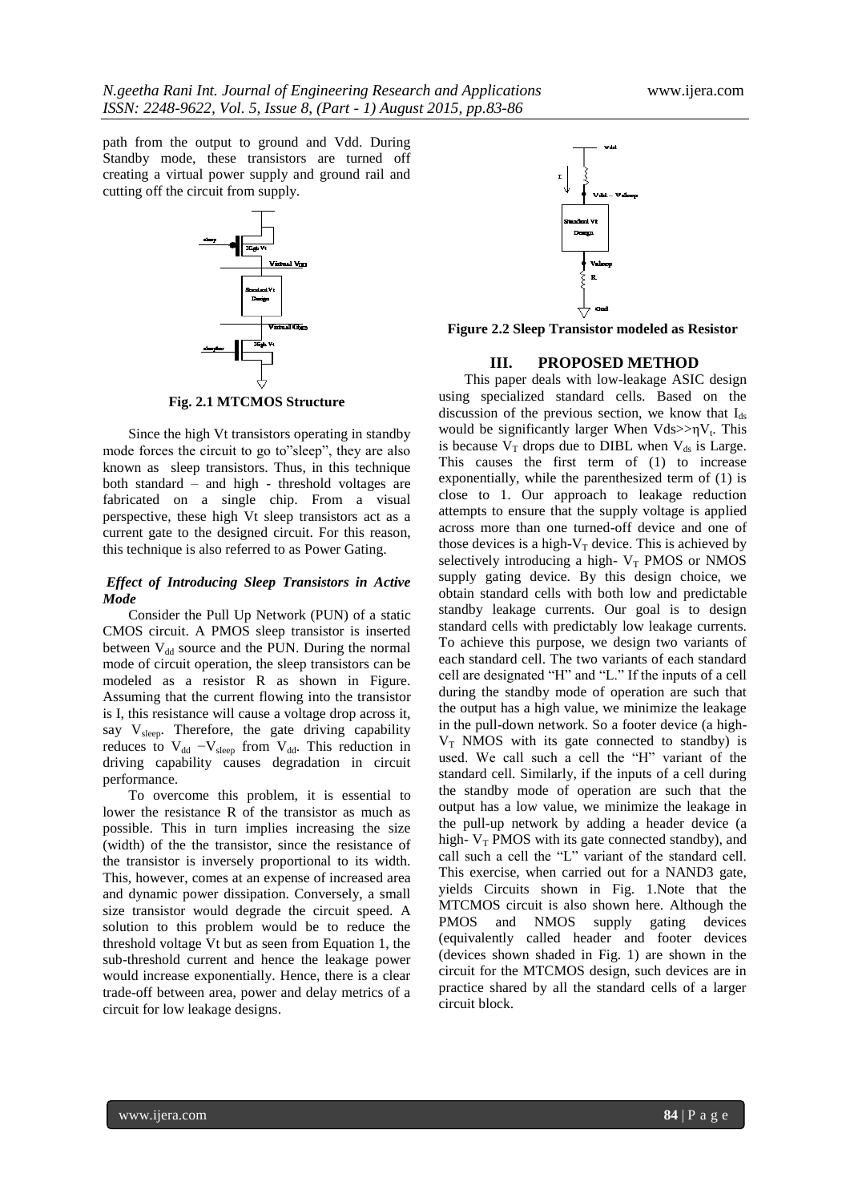path from the output to ground and Vdd. During Standby mode, these transistors are turned off creating a virtual power supply and ground rail and cutting off the circuit from supply.

**Fig. 2.1 MTCMOS Structure**

Since the high Vt transistors operating in standby mode forces the circuit to go to"sleep", they are also known as sleep transistors. Thus, in this technique both standard – and high - threshold voltages are fabricated on a single chip. From a visual perspective, these high Vt sleep transistors act as a current gate to the designed circuit. For this reason, this technique is also referred to as Power Gating.

### *Effect of Introducing Sleep Transistors in Active Mode*

Consider the Pull Up Network (PUN) of a static CMOS circuit. A PMOS sleep transistor is inserted between $V_{dd}$ source and the PUN. During the normal mode of circuit operation, the sleep transistors can be modeled as a resistor R as shown in Figure. Assuming that the current flowing into the transistor is I, this resistance will cause a voltage drop across it, say $V_{sleep}$. Therefore, the gate driving capability reduces to $V_{dd} - V_{sleep}$ from $V_{dd}$. This reduction in driving capability causes degradation in circuit performance.

To overcome this problem, it is essential to lower the resistance R of the transistor as much as possible. This in turn implies increasing the size (width) of the the transistor, since the resistance of the transistor is inversely proportional to its width. This, however, comes at an expense of increased area and dynamic power dissipation. Conversely, a small size transistor would degrade the circuit speed. A solution to this problem would be to reduce the threshold voltage Vt but as seen from Equation 1, the sub-threshold current and hence the leakage power would increase exponentially. Hence, there is a clear trade-off between area, power and delay metrics of a circuit for low leakage designs.

**Figure 2.2 Sleep Transistor modeled as Resistor**

## III. PROPOSED METHOD

This paper deals with low-leakage ASIC design using specialized standard cells. Based on the discussion of the previous section, we know that $I_{ds}$ would be significantly larger When $V_{ds} >> \eta V_t$. This is because $V_T$ drops due to DIBL when $V_{ds}$ is Large. This causes the first term of (1) to increase exponentially, while the parenthesized term of (1) is close to 1. Our approach to leakage reduction attempts to ensure that the supply voltage is applied across more than one turned-off device and one of those devices is a high-$V_T$ device. This is achieved by selectively introducing a high- $V_T$ PMOS or NMOS supply gating device. By this design choice, we obtain standard cells with both low and predictable standby leakage currents. Our goal is to design standard cells with predictably low leakage currents. To achieve this purpose, we design two variants of each standard cell. The two variants of each standard cell are designated "H" and "L." If the inputs of a cell during the standby mode of operation are such that the output has a high value, we minimize the leakage in the pull-down network. So a footer device (a high-$V_T$ NMOS with its gate connected to standby) is used. We call such a cell the "H" variant of the standard cell. Similarly, if the inputs of a cell during the standby mode of operation are such that the output has a low value, we minimize the leakage in the pull-up network by adding a header device (a high- $V_T$ PMOS with its gate connected standby), and call such a cell the "L" variant of the standard cell. This exercise, when carried out for a NAND3 gate, yields Circuits shown in Fig. 1.Note that the MTCMOS circuit is also shown here. Although the PMOS and NMOS supply gating devices (equivalently called header and footer devices (devices shown shaded in Fig. 1) are shown in the circuit for the MTCMOS design, such devices are in practice shared by all the standard cells of a larger circuit block.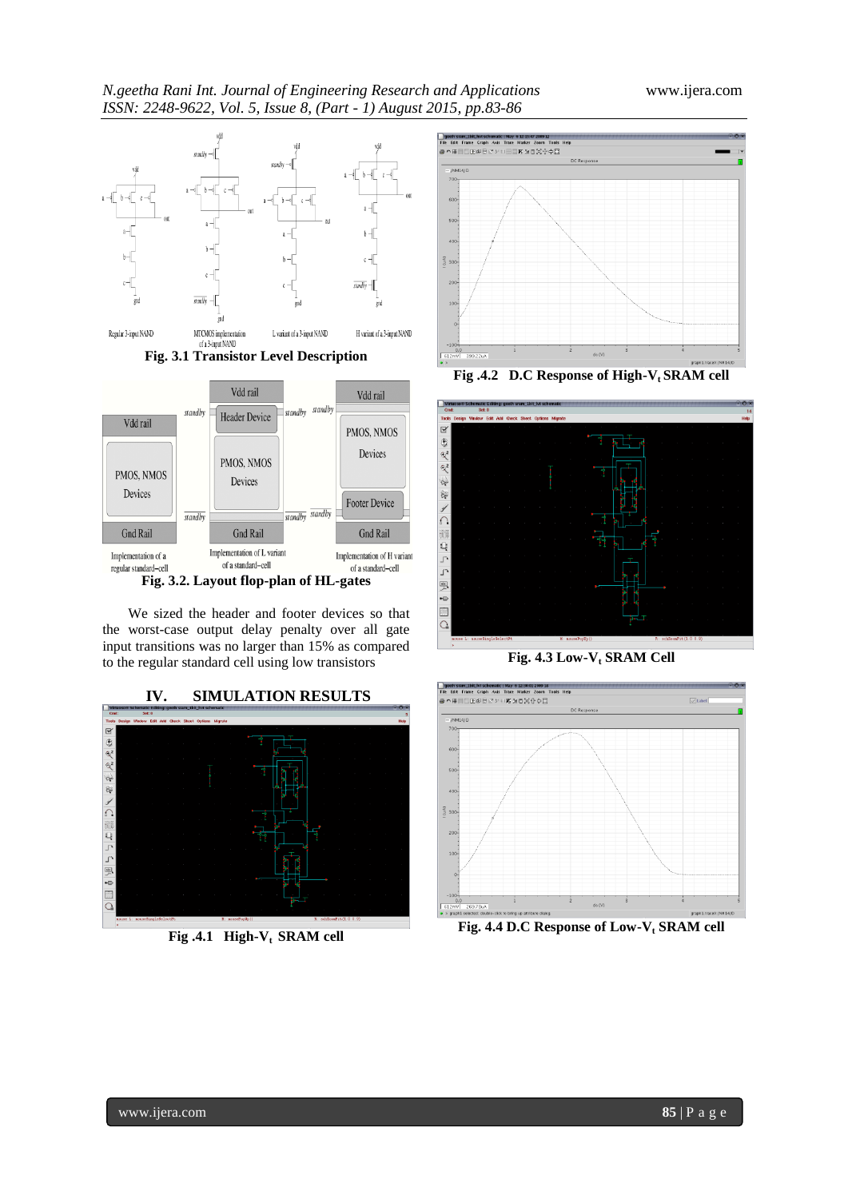Fig. 3.1 Transistor Level Description

Fig. 3.2. Layout flop-plan of HL-gates

We sized the header and footer devices so that the worst-case output delay penalty over all gate input transitions was no larger than 15% as compared to the regular standard cell using low transistors

## IV. SIMULATION RESULTS

Fig .4.1 High-$V_t$ SRAM cell

Fig .4.2 D.C Response of High-$V_t$ SRAM cell

Fig. 4.3 Low-$V_t$ SRAM Cell

Fig. 4.4 D.C Response of Low-$V_t$ SRAM cell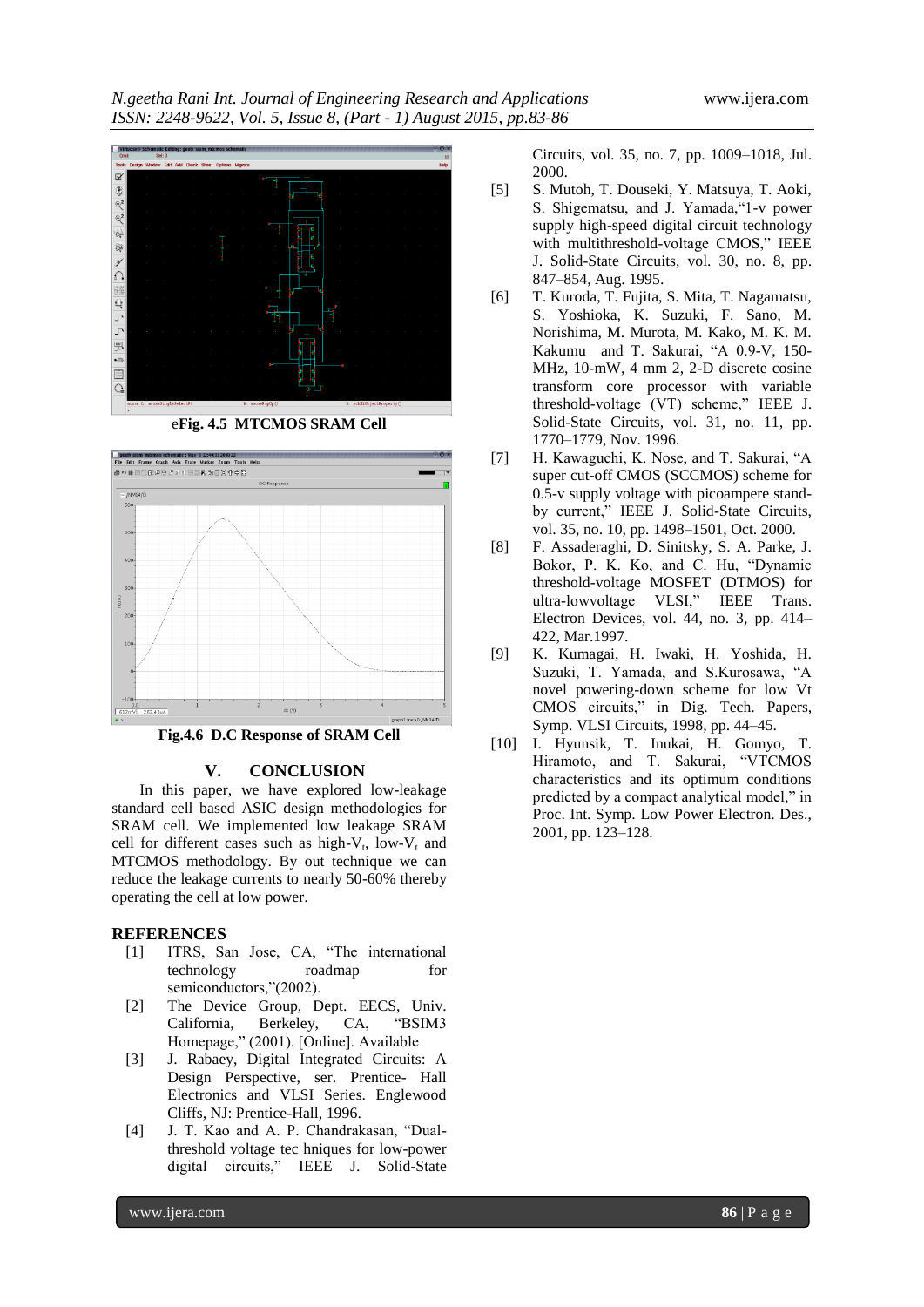eFig. 4.5 MTCMOS SRAM Cell

Fig.4.6 D.C Response of SRAM Cell

## V. CONCLUSION

In this paper, we have explored low-leakage standard cell based ASIC design methodologies for SRAM cell. We implemented low leakage SRAM cell for different cases such as high-$V_t$, low-$V_t$ and MTCMOS methodology. By out technique we can reduce the leakage currents to nearly 50-60% thereby operating the cell at low power.

## REFERENCES

[1] ITRS, San Jose, CA, "The international technology roadmap for semiconductors,"(2002).

[2] The Device Group, Dept. EECS, Univ. California, Berkeley, CA, "BSIM3 Homepage," (2001). [Online]. Available

[3] J. Rabaey, Digital Integrated Circuits: A Design Perspective, ser. Prentice- Hall Electronics and VLSI Series. Englewood Cliffs, NJ: Prentice-Hall, 1996.

[4] J. T. Kao and A. P. Chandrakasan, "Dual-threshold voltage tec hniques for low-power digital circuits," IEEE J. Solid-State Circuits, vol. 35, no. 7, pp. 1009–1018, Jul. 2000.

[5] S. Mutoh, T. Douseki, Y. Matsuya, T. Aoki, S. Shigematsu, and J. Yamada,"1-v power supply high-speed digital circuit technology with multithreshold-voltage CMOS," IEEE J. Solid-State Circuits, vol. 30, no. 8, pp. 847–854, Aug. 1995.

[6] T. Kuroda, T. Fujita, S. Mita, T. Nagamatsu, S. Yoshioka, K. Suzuki, F. Sano, M. Norishima, M. Murota, M. Kako, M. K. M. Kakumu and T. Sakurai, "A 0.9-V, 150-MHz, 10-mW, 4 mm 2, 2-D discrete cosine transform core processor with variable threshold-voltage (VT) scheme," IEEE J. Solid-State Circuits, vol. 31, no. 11, pp. 1770–1779, Nov. 1996.

[7] H. Kawaguchi, K. Nose, and T. Sakurai, "A super cut-off CMOS (SCCMOS) scheme for 0.5-v supply voltage with picoampere stand-by current," IEEE J. Solid-State Circuits, vol. 35, no. 10, pp. 1498–1501, Oct. 2000.

[8] F. Assaderaghi, D. Sinitsky, S. A. Parke, J. Bokor, P. K. Ko, and C. Hu, "Dynamic threshold-voltage MOSFET (DTMOS) for ultra-lowvoltage VLSI," IEEE Trans. Electron Devices, vol. 44, no. 3, pp. 414–422, Mar.1997.

[9] K. Kumagai, H. Iwaki, H. Yoshida, H. Suzuki, T. Yamada, and S.Kurosawa, "A novel powering-down scheme for low Vt CMOS circuits," in Dig. Tech. Papers, Symp. VLSI Circuits, 1998, pp. 44–45.

[10] I. Hyunsik, T. Inukai, H. Gomyo, T. Hiramoto, and T. Sakurai, "VTCMOS characteristics and its optimum conditions predicted by a compact analytical model," in Proc. Int. Symp. Low Power Electron. Des., 2001, pp. 123–128.